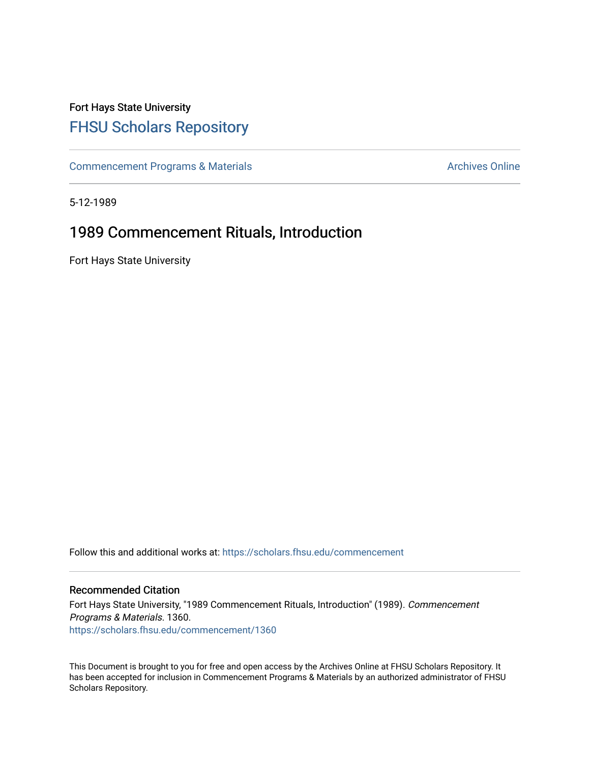Fort Hays State University

# FHSU Scholars Repository

Commencement Programs & Materials

Archives Online

5-12-1989

## 1989 Commencement Rituals, Introduction

Fort Hays State University

Follow this and additional works at: https://scholars.fhsu.edu/commencement

### Recommended Citation

Fort Hays State University, "1989 Commencement Rituals, Introduction" (1989). *Commencement Programs & Materials*. 1360.
https://scholars.fhsu.edu/commencement/1360

This Document is brought to you for free and open access by the Archives Online at FHSU Scholars Repository. It has been accepted for inclusion in Commencement Programs & Materials by an authorized administrator of FHSU Scholars Repository.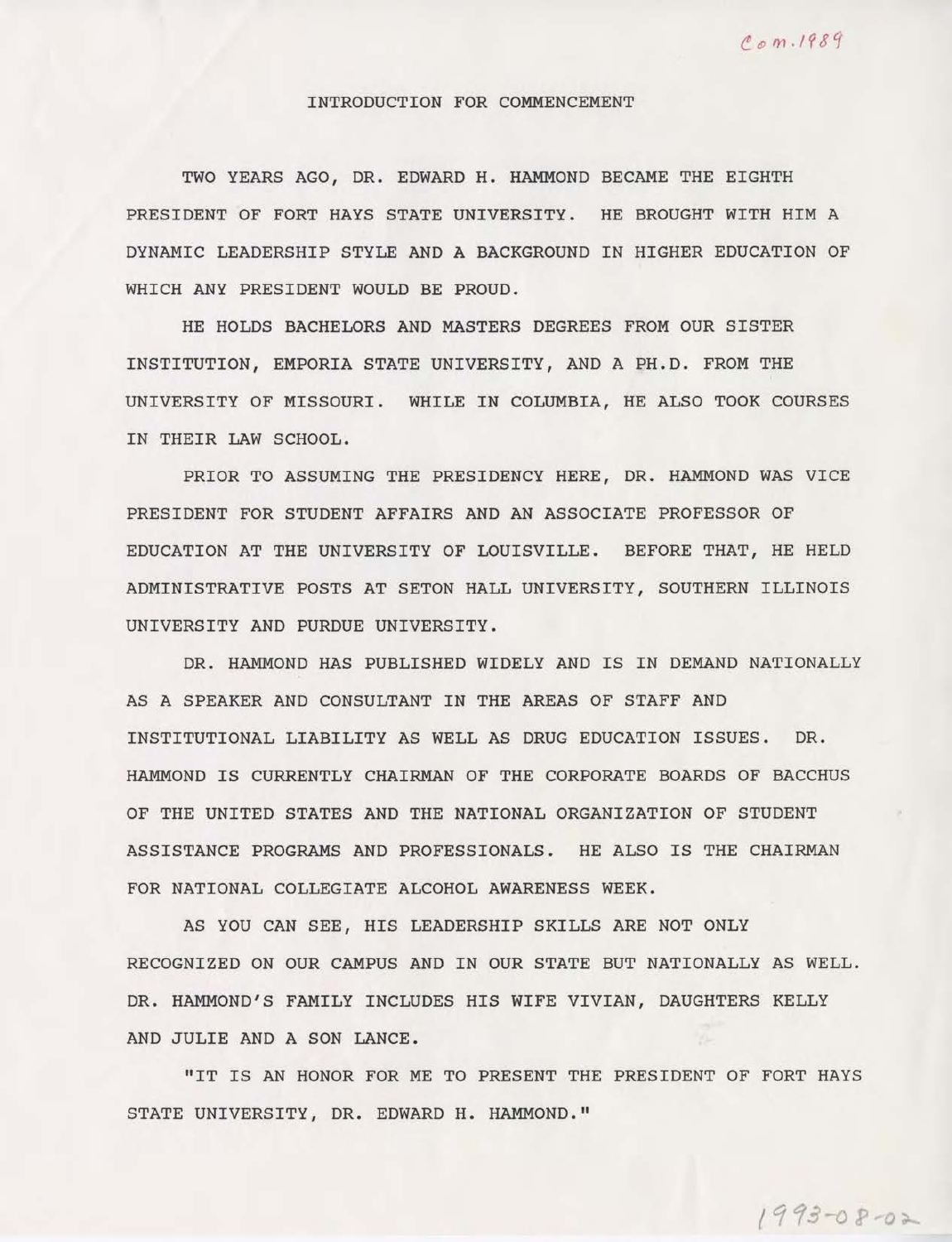Com. 1989

# INTRODUCTION FOR COMMENCEMENT

TWO YEARS AGO, DR. EDWARD H. HAMMOND BECAME THE EIGHTH PRESIDENT OF FORT HAYS STATE UNIVERSITY. HE BROUGHT WITH HIM A DYNAMIC LEADERSHIP STYLE AND A BACKGROUND IN HIGHER EDUCATION OF WHICH ANY PRESIDENT WOULD BE PROUD.

HE HOLDS BACHELORS AND MASTERS DEGREES FROM OUR SISTER INSTITUTION, EMPORIA STATE UNIVERSITY, AND A PH.D. FROM THE UNIVERSITY OF MISSOURI. WHILE IN COLUMBIA, HE ALSO TOOK COURSES IN THEIR LAW SCHOOL.

PRIOR TO ASSUMING THE PRESIDENCY HERE, DR. HAMMOND WAS VICE PRESIDENT FOR STUDENT AFFAIRS AND AN ASSOCIATE PROFESSOR OF EDUCATION AT THE UNIVERSITY OF LOUISVILLE. BEFORE THAT, HE HELD ADMINISTRATIVE POSTS AT SETON HALL UNIVERSITY, SOUTHERN ILLINOIS UNIVERSITY AND PURDUE UNIVERSITY.

DR. HAMMOND HAS PUBLISHED WIDELY AND IS IN DEMAND NATIONALLY AS A SPEAKER AND CONSULTANT IN THE AREAS OF STAFF AND INSTITUTIONAL LIABILITY AS WELL AS DRUG EDUCATION ISSUES. DR. HAMMOND IS CURRENTLY CHAIRMAN OF THE CORPORATE BOARDS OF BACCHUS OF THE UNITED STATES AND THE NATIONAL ORGANIZATION OF STUDENT ASSISTANCE PROGRAMS AND PROFESSIONALS. HE ALSO IS THE CHAIRMAN FOR NATIONAL COLLEGIATE ALCOHOL AWARENESS WEEK.

AS YOU CAN SEE, HIS LEADERSHIP SKILLS ARE NOT ONLY RECOGNIZED ON OUR CAMPUS AND IN OUR STATE BUT NATIONALLY AS WELL. DR. HAMMOND'S FAMILY INCLUDES HIS WIFE VIVIAN, DAUGHTERS KELLY AND JULIE AND A SON LANCE.

"IT IS AN HONOR FOR ME TO PRESENT THE PRESIDENT OF FORT HAYS STATE UNIVERSITY, DR. EDWARD H. HAMMOND."

1993-08-02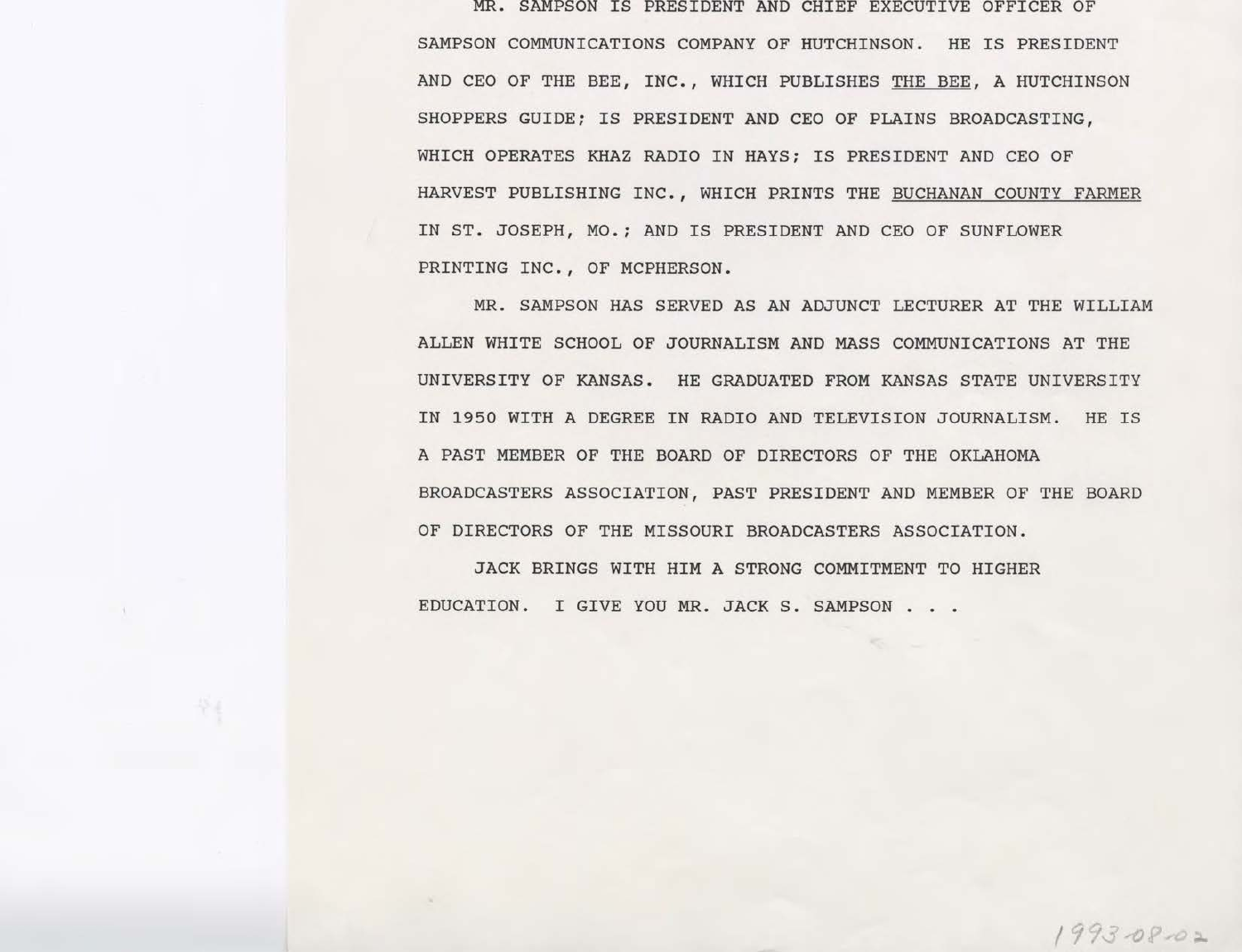MR. SAMPSON IS PRESIDENT AND CHIEF EXECUTIVE OFFICER OF SAMPSON COMMUNICATIONS COMPANY OF HUTCHINSON. HE IS PRESIDENT AND CEO OF THE BEE, INC., WHICH PUBLISHES THE BEE, A HUTCHINSON SHOPPERS GUIDE; IS PRESIDENT AND CEO OF PLAINS BROADCASTING, WHICH OPERATES KHAZ RADIO IN HAYS; IS PRESIDENT AND CEO OF HARVEST PUBLISHING INC., WHICH PRINTS THE BUCHANAN COUNTY FARMER IN ST. JOSEPH, MO.; AND IS PRESIDENT AND CEO OF SUNFLOWER PRINTING INC., OF MCPHERSON.

MR. SAMPSON HAS SERVED AS AN ADJUNCT LECTURER AT THE WILLIAM ALLEN WHITE SCHOOL OF JOURNALISM AND MASS COMMUNICATIONS AT THE UNIVERSITY OF KANSAS. HE GRADUATED FROM KANSAS STATE UNIVERSITY IN 1950 WITH A DEGREE IN RADIO AND TELEVISION JOURNALISM. HE IS A PAST MEMBER OF THE BOARD OF DIRECTORS OF THE OKLAHOMA BROADCASTERS ASSOCIATION, PAST PRESIDENT AND MEMBER OF THE BOARD OF DIRECTORS OF THE MISSOURI BROADCASTERS ASSOCIATION.

JACK BRINGS WITH HIM A STRONG COMMITMENT TO HIGHER EDUCATION. I GIVE YOU MR. JACK S. SAMPSON . . .

1993-08-02